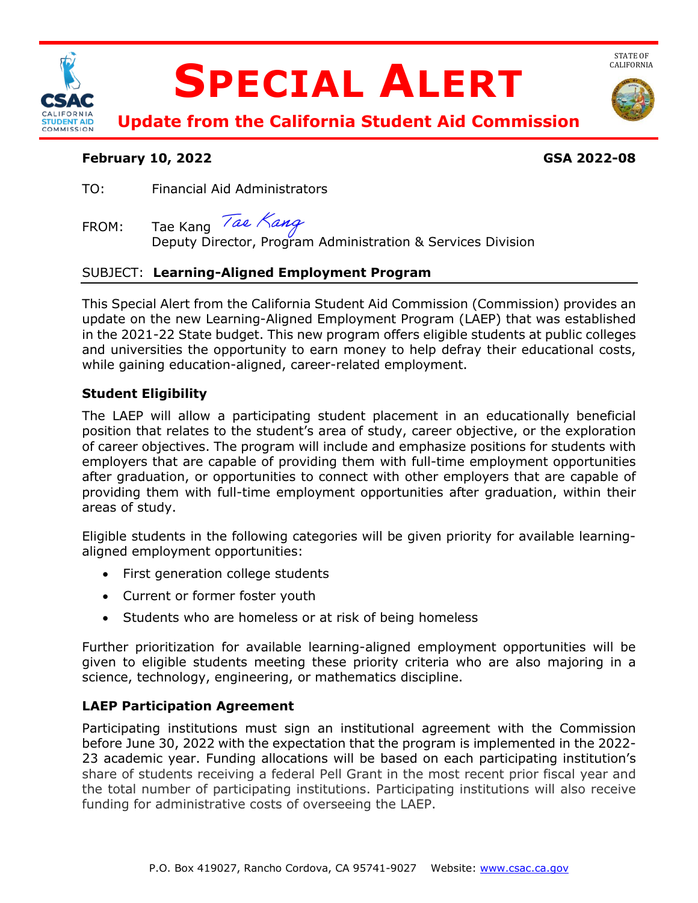# SPECIAL ALERT

## Update from the California Student Aid Commission

**February 10, 2022** **GSA 2022-08**

TO: Financial Aid Administrators

FROM: Tae Kang
Deputy Director, Program Administration & Services Division

SUBJECT: **Learning-Aligned Employment Program**

This Special Alert from the California Student Aid Commission (Commission) provides an update on the new Learning-Aligned Employment Program (LAEP) that was established in the 2021-22 State budget. This new program offers eligible students at public colleges and universities the opportunity to earn money to help defray their educational costs, while gaining education-aligned, career-related employment.

### Student Eligibility

The LAEP will allow a participating student placement in an educationally beneficial position that relates to the student's area of study, career objective, or the exploration of career objectives. The program will include and emphasize positions for students with employers that are capable of providing them with full-time employment opportunities after graduation, or opportunities to connect with other employers that are capable of providing them with full-time employment opportunities after graduation, within their areas of study.

Eligible students in the following categories will be given priority for available learning-aligned employment opportunities:

- First generation college students
- Current or former foster youth
- Students who are homeless or at risk of being homeless

Further prioritization for available learning-aligned employment opportunities will be given to eligible students meeting these priority criteria who are also majoring in a science, technology, engineering, or mathematics discipline.

### LAEP Participation Agreement

Participating institutions must sign an institutional agreement with the Commission before June 30, 2022 with the expectation that the program is implemented in the 2022-23 academic year. Funding allocations will be based on each participating institution's share of students receiving a federal Pell Grant in the most recent prior fiscal year and the total number of participating institutions. Participating institutions will also receive funding for administrative costs of overseeing the LAEP.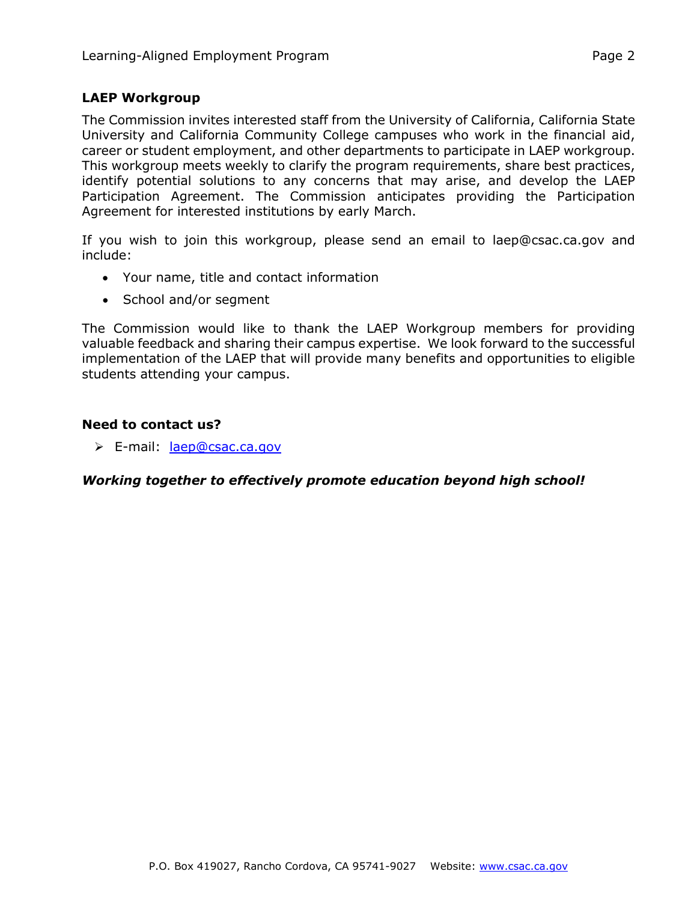## LAEP Workgroup

The Commission invites interested staff from the University of California, California State University and California Community College campuses who work in the financial aid, career or student employment, and other departments to participate in LAEP workgroup. This workgroup meets weekly to clarify the program requirements, share best practices, identify potential solutions to any concerns that may arise, and develop the LAEP Participation Agreement. The Commission anticipates providing the Participation Agreement for interested institutions by early March.

If you wish to join this workgroup, please send an email to laep@csac.ca.gov and include:

- Your name, title and contact information
- School and/or segment

The Commission would like to thank the LAEP Workgroup members for providing valuable feedback and sharing their campus expertise. We look forward to the successful implementation of the LAEP that will provide many benefits and opportunities to eligible students attending your campus.

## Need to contact us?

- E-mail: [laep@csac.ca.gov](mailto:laep@csac.ca.gov)

***Working together to effectively promote education beyond high school!***

P.O. Box 419027, Rancho Cordova, CA 95741-9027 Website: [www.csac.ca.gov](http://www.csac.ca.gov)